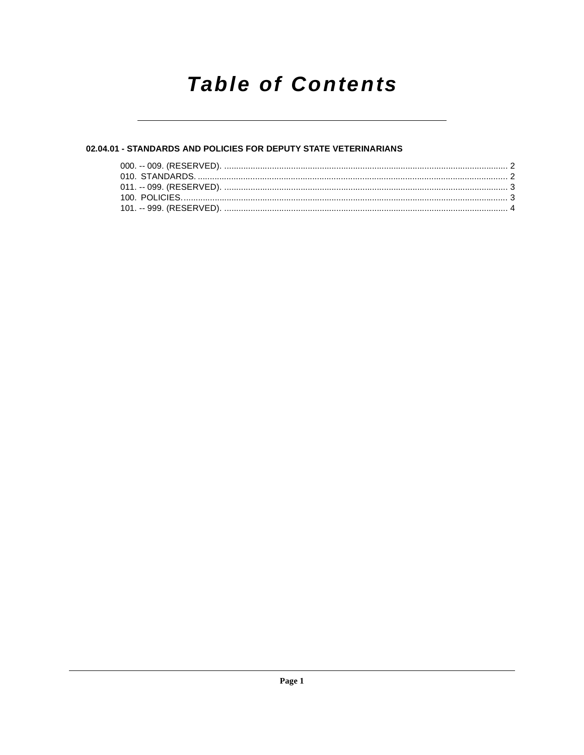# Table of Contents

**02.04.01 - STANDARDS AND POLICIES FOR DEPUTY STATE VETERINARIANS**

000. -- 009. (RESERVED). ........................................................................................................................ 2
010. STANDARDS. .................................................................................................................................. 2
011. -- 099. (RESERVED). ........................................................................................................................ 3
100. POLICIES. ........................................................................................................................................ 3
101. -- 999. (RESERVED). ........................................................................................................................ 4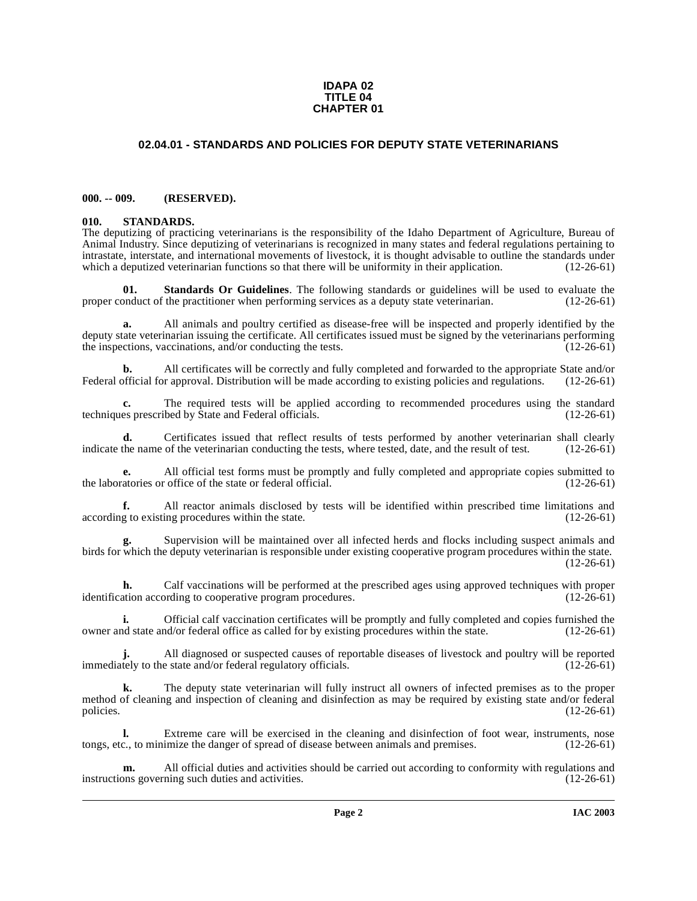**IDAPA 02**
**TITLE 04**
**CHAPTER 01**

## 02.04.01 - STANDARDS AND POLICIES FOR DEPUTY STATE VETERINARIANS

**000. -- 009. (RESERVED).**

**010. STANDARDS.**

The deputizing of practicing veterinarians is the responsibility of the Idaho Department of Agriculture, Bureau of Animal Industry. Since deputizing of veterinarians is recognized in many states and federal regulations pertaining to intrastate, interstate, and international movements of livestock, it is thought advisable to outline the standards under which a deputized veterinarian functions so that there will be uniformity in their application. (12-26-61)

**01. Standards Or Guidelines**. The following standards or guidelines will be used to evaluate the proper conduct of the practitioner when performing services as a deputy state veterinarian. (12-26-61)

**a.** All animals and poultry certified as disease-free will be inspected and properly identified by the deputy state veterinarian issuing the certificate. All certificates issued must be signed by the veterinarians performing the inspections, vaccinations, and/or conducting the tests. (12-26-61)

**b.** All certificates will be correctly and fully completed and forwarded to the appropriate State and/or Federal official for approval. Distribution will be made according to existing policies and regulations. (12-26-61)

**c.** The required tests will be applied according to recommended procedures using the standard techniques prescribed by State and Federal officials. (12-26-61)

**d.** Certificates issued that reflect results of tests performed by another veterinarian shall clearly indicate the name of the veterinarian conducting the tests, where tested, date, and the result of test. (12-26-61)

**e.** All official test forms must be promptly and fully completed and appropriate copies submitted to the laboratories or office of the state or federal official. (12-26-61)

**f.** All reactor animals disclosed by tests will be identified within prescribed time limitations and according to existing procedures within the state. (12-26-61)

**g.** Supervision will be maintained over all infected herds and flocks including suspect animals and birds for which the deputy veterinarian is responsible under existing cooperative program procedures within the state. (12-26-61)

**h.** Calf vaccinations will be performed at the prescribed ages using approved techniques with proper identification according to cooperative program procedures. (12-26-61)

**i.** Official calf vaccination certificates will be promptly and fully completed and copies furnished the owner and state and/or federal office as called for by existing procedures within the state. (12-26-61)

**j.** All diagnosed or suspected causes of reportable diseases of livestock and poultry will be reported immediately to the state and/or federal regulatory officials. (12-26-61)

**k.** The deputy state veterinarian will fully instruct all owners of infected premises as to the proper method of cleaning and inspection of cleaning and disinfection as may be required by existing state and/or federal policies. (12-26-61)

**l.** Extreme care will be exercised in the cleaning and disinfection of foot wear, instruments, nose tongs, etc., to minimize the danger of spread of disease between animals and premises. (12-26-61)

**m.** All official duties and activities should be carried out according to conformity with regulations and instructions governing such duties and activities. (12-26-61)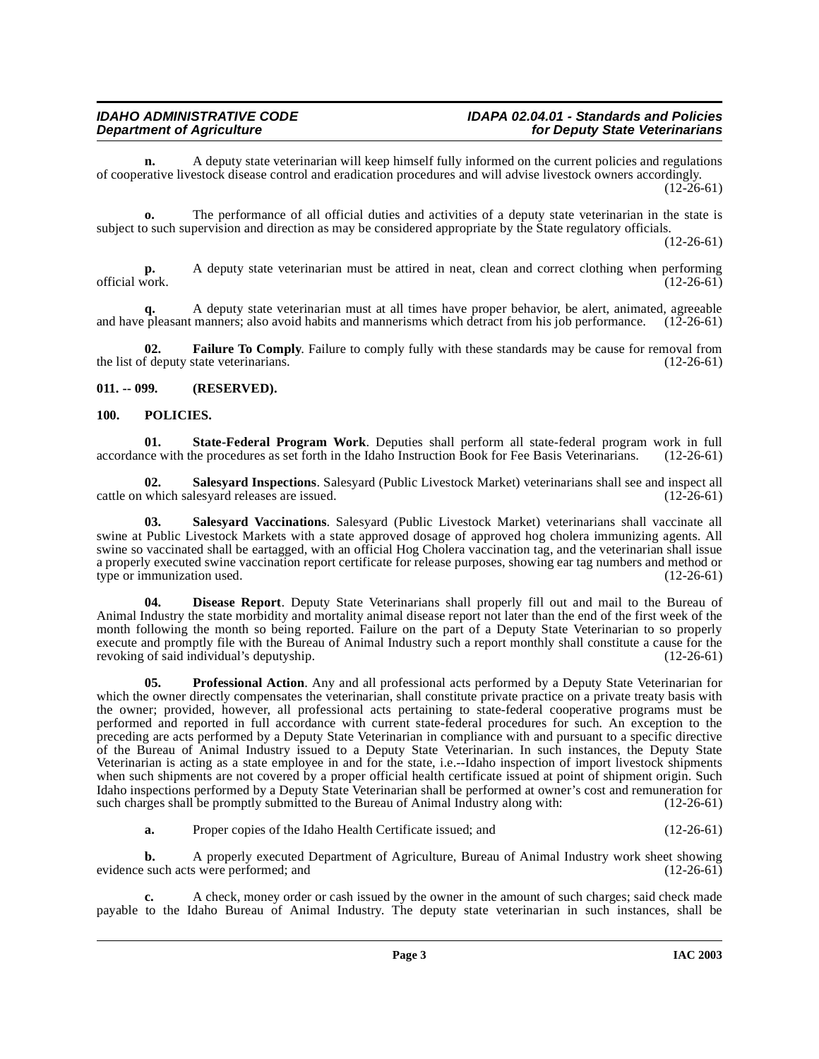**n.** A deputy state veterinarian will keep himself fully informed on the current policies and regulations of cooperative livestock disease control and eradication procedures and will advise livestock owners accordingly. (12-26-61)

**o.** The performance of all official duties and activities of a deputy state veterinarian in the state is subject to such supervision and direction as may be considered appropriate by the State regulatory officials. (12-26-61)

**p.** A deputy state veterinarian must be attired in neat, clean and correct clothing when performing official work. (12-26-61)

**q.** A deputy state veterinarian must at all times have proper behavior, be alert, animated, agreeable and have pleasant manners; also avoid habits and mannerisms which detract from his job performance. (12-26-61)

**02. Failure To Comply**. Failure to comply fully with these standards may be cause for removal from the list of deputy state veterinarians. (12-26-61)

## 011. -- 099. (RESERVED).

## 100. POLICIES.

**01. State-Federal Program Work**. Deputies shall perform all state-federal program work in full accordance with the procedures as set forth in the Idaho Instruction Book for Fee Basis Veterinarians. (12-26-61)

**02. Salesyard Inspections**. Salesyard (Public Livestock Market) veterinarians shall see and inspect all cattle on which salesyard releases are issued. (12-26-61)

**03. Salesyard Vaccinations**. Salesyard (Public Livestock Market) veterinarians shall vaccinate all swine at Public Livestock Markets with a state approved dosage of approved hog cholera immunizing agents. All swine so vaccinated shall be eartagged, with an official Hog Cholera vaccination tag, and the veterinarian shall issue a properly executed swine vaccination report certificate for release purposes, showing ear tag numbers and method or type or immunization used. (12-26-61)

**04. Disease Report**. Deputy State Veterinarians shall properly fill out and mail to the Bureau of Animal Industry the state morbidity and mortality animal disease report not later than the end of the first week of the month following the month so being reported. Failure on the part of a Deputy State Veterinarian to so properly execute and promptly file with the Bureau of Animal Industry such a report monthly shall constitute a cause for the revoking of said individual's deputyship. (12-26-61)

**05. Professional Action**. Any and all professional acts performed by a Deputy State Veterinarian for which the owner directly compensates the veterinarian, shall constitute private practice on a private treaty basis with the owner; provided, however, all professional acts pertaining to state-federal cooperative programs must be performed and reported in full accordance with current state-federal procedures for such. An exception to the preceding are acts performed by a Deputy State Veterinarian in compliance with and pursuant to a specific directive of the Bureau of Animal Industry issued to a Deputy State Veterinarian. In such instances, the Deputy State Veterinarian is acting as a state employee in and for the state, i.e.--Idaho inspection of import livestock shipments when such shipments are not covered by a proper official health certificate issued at point of shipment origin. Such Idaho inspections performed by a Deputy State Veterinarian shall be performed at owner's cost and remuneration for such charges shall be promptly submitted to the Bureau of Animal Industry along with: (12-26-61)

**a.** Proper copies of the Idaho Health Certificate issued; and (12-26-61)

**b.** A properly executed Department of Agriculture, Bureau of Animal Industry work sheet showing evidence such acts were performed; and (12-26-61)

**c.** A check, money order or cash issued by the owner in the amount of such charges; said check made payable to the Idaho Bureau of Animal Industry. The deputy state veterinarian in such instances, shall be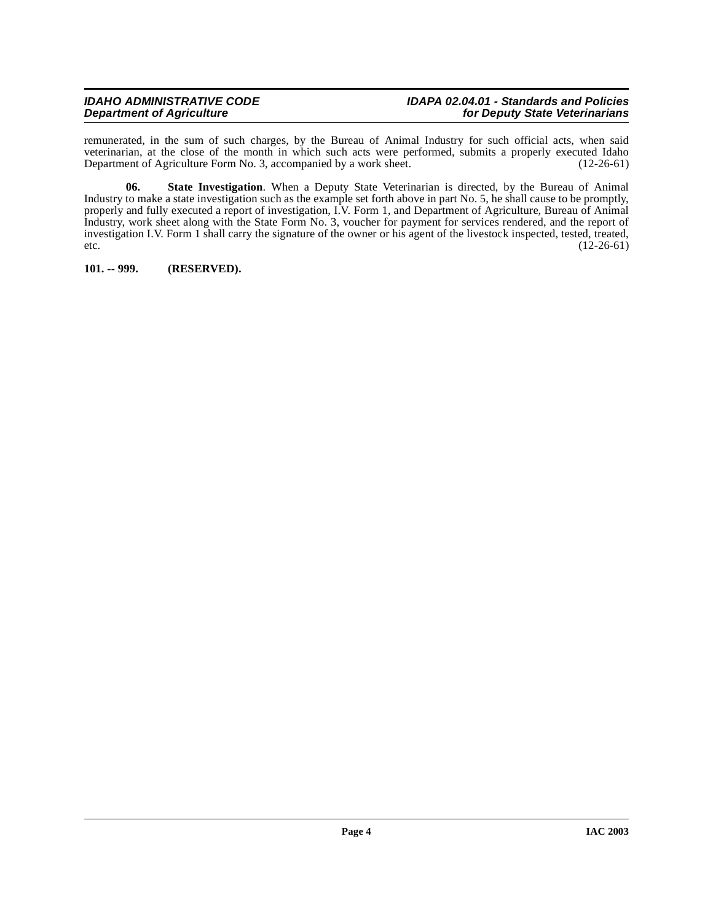remunerated, in the sum of such charges, by the Bureau of Animal Industry for such official acts, when said veterinarian, at the close of the month in which such acts were performed, submits a properly executed Idaho Department of Agriculture Form No. 3, accompanied by a work sheet. (12-26-61)

**06. State Investigation**. When a Deputy State Veterinarian is directed, by the Bureau of Animal Industry to make a state investigation such as the example set forth above in part No. 5, he shall cause to be promptly, properly and fully executed a report of investigation, I.V. Form 1, and Department of Agriculture, Bureau of Animal Industry, work sheet along with the State Form No. 3, voucher for payment for services rendered, and the report of investigation I.V. Form 1 shall carry the signature of the owner or his agent of the livestock inspected, tested, treated, etc. (12-26-61)

**101. -- 999. (RESERVED).**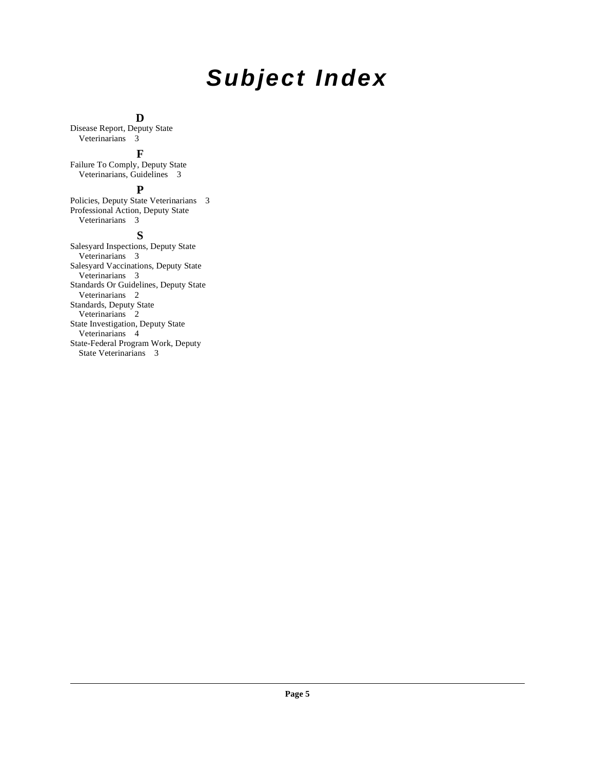# *Subject Index*

**D**

Disease Report, Deputy State Veterinarians 3

**F**

Failure To Comply, Deputy State Veterinarians, Guidelines 3

**P**

Policies, Deputy State Veterinarians 3

Professional Action, Deputy State Veterinarians 3

**S**

Salesyard Inspections, Deputy State Veterinarians 3

Salesyard Vaccinations, Deputy State Veterinarians 3

Standards Or Guidelines, Deputy State Veterinarians 2

Standards, Deputy State Veterinarians 2

State Investigation, Deputy State Veterinarians 4

State-Federal Program Work, Deputy State Veterinarians 3